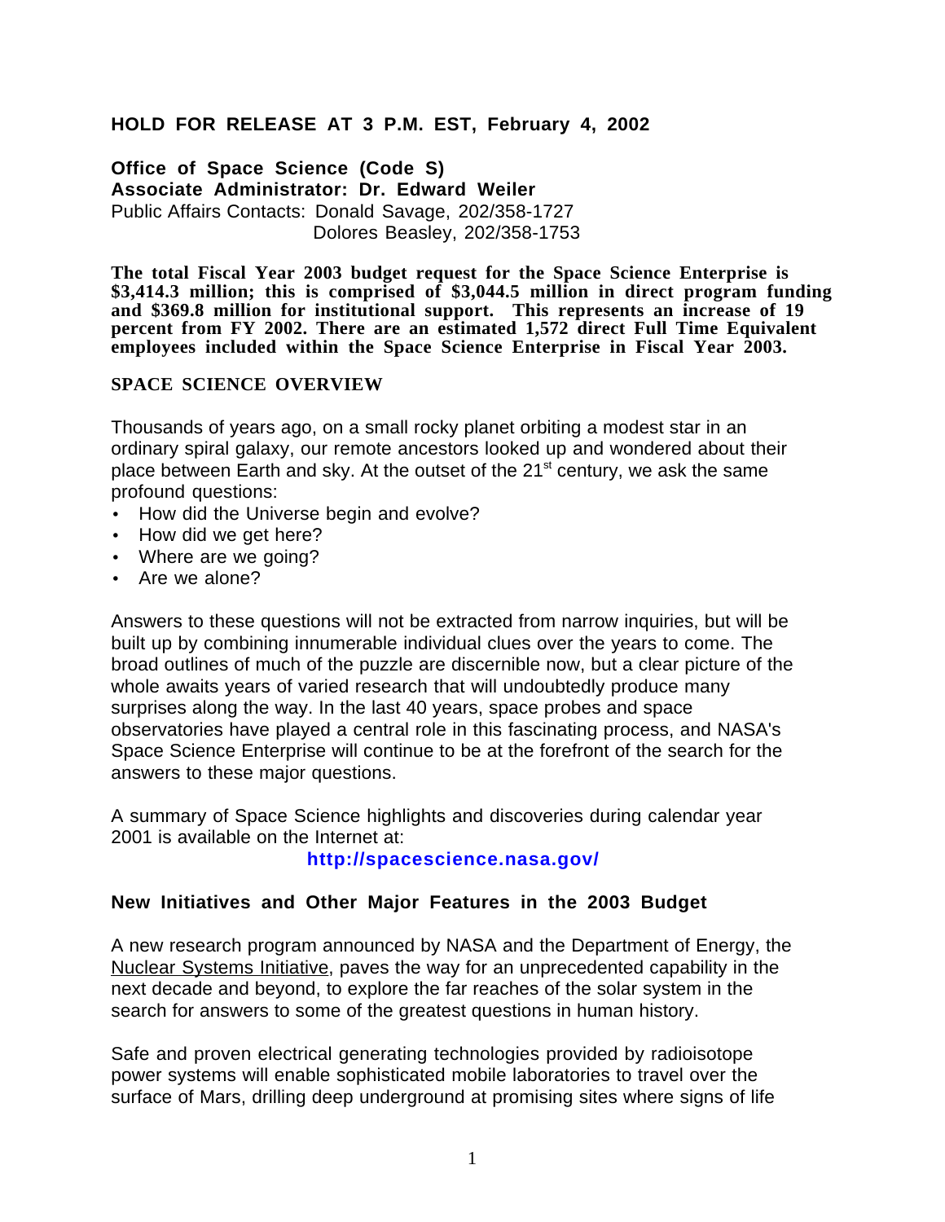**HOLD FOR RELEASE AT 3 P.M. EST, February 4, 2002**

**Office of Space Science (Code S)**
**Associate Administrator: Dr. Edward Weiler**
Public Affairs Contacts: Donald Savage, 202/358-1727
Dolores Beasley, 202/358-1753

**The total Fiscal Year 2003 budget request for the Space Science Enterprise is $3,414.3 million; this is comprised of $3,044.5 million in direct program funding and $369.8 million for institutional support. This represents an increase of 19 percent from FY 2002. There are an estimated 1,572 direct Full Time Equivalent employees included within the Space Science Enterprise in Fiscal Year 2003.**

## SPACE SCIENCE OVERVIEW

Thousands of years ago, on a small rocky planet orbiting a modest star in an ordinary spiral galaxy, our remote ancestors looked up and wondered about their place between Earth and sky. At the outset of the 21st century, we ask the same profound questions:

- How did the Universe begin and evolve?
- How did we get here?
- Where are we going?
- Are we alone?

Answers to these questions will not be extracted from narrow inquiries, but will be built up by combining innumerable individual clues over the years to come. The broad outlines of much of the puzzle are discernible now, but a clear picture of the whole awaits years of varied research that will undoubtedly produce many surprises along the way. In the last 40 years, space probes and space observatories have played a central role in this fascinating process, and NASA's Space Science Enterprise will continue to be at the forefront of the search for the answers to these major questions.

A summary of Space Science highlights and discoveries during calendar year 2001 is available on the Internet at:

**http://spacescience.nasa.gov/**

## New Initiatives and Other Major Features in the 2003 Budget

A new research program announced by NASA and the Department of Energy, the Nuclear Systems Initiative, paves the way for an unprecedented capability in the next decade and beyond, to explore the far reaches of the solar system in the search for answers to some of the greatest questions in human history.

Safe and proven electrical generating technologies provided by radioisotope power systems will enable sophisticated mobile laboratories to travel over the surface of Mars, drilling deep underground at promising sites where signs of life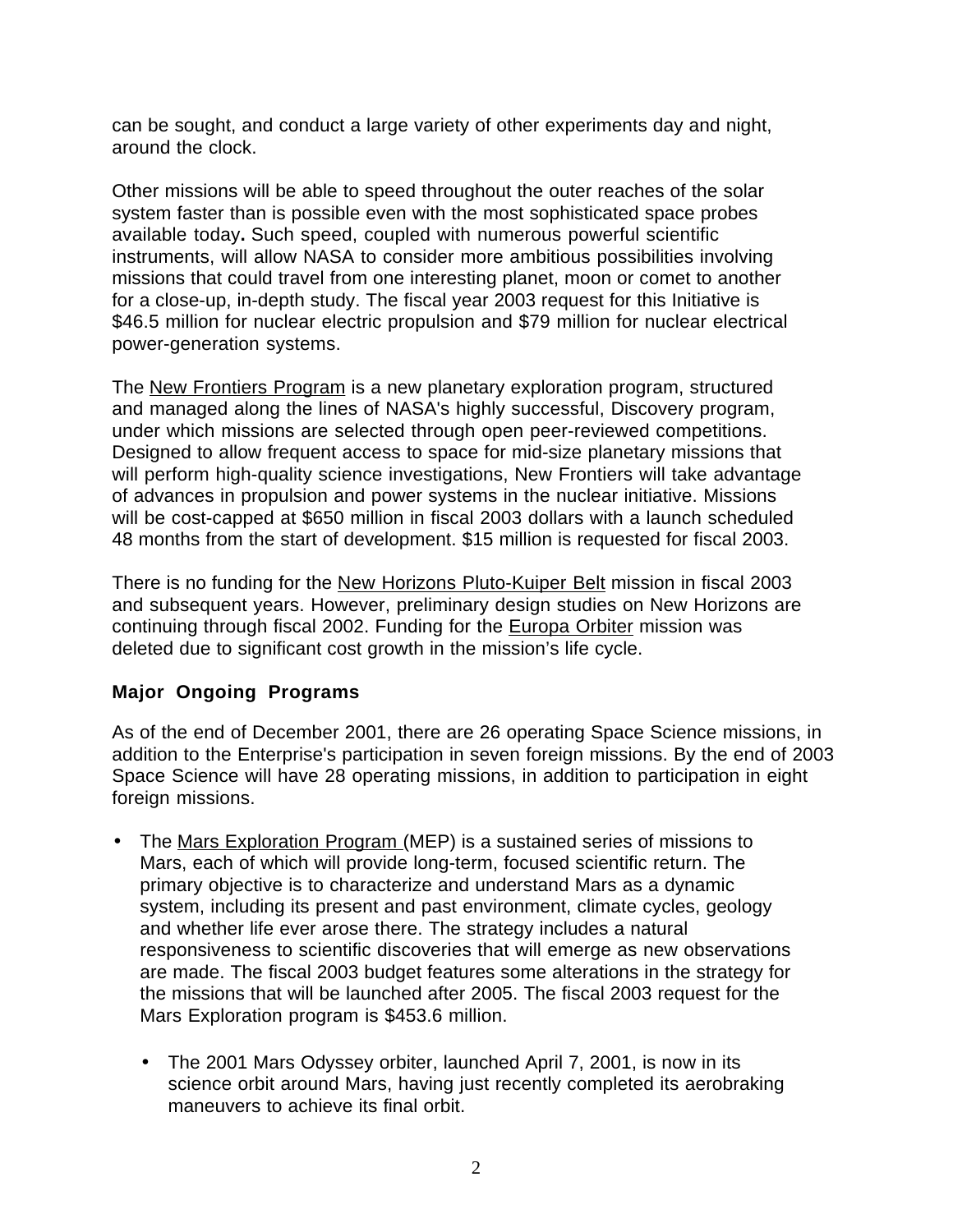can be sought, and conduct a large variety of other experiments day and night, around the clock.

Other missions will be able to speed throughout the outer reaches of the solar system faster than is possible even with the most sophisticated space probes available today**.** Such speed, coupled with numerous powerful scientific instruments, will allow NASA to consider more ambitious possibilities involving missions that could travel from one interesting planet, moon or comet to another for a close-up, in-depth study. The fiscal year 2003 request for this Initiative is $46.5 million for nuclear electric propulsion and $79 million for nuclear electrical power-generation systems.

The New Frontiers Program is a new planetary exploration program, structured and managed along the lines of NASA's highly successful, Discovery program, under which missions are selected through open peer-reviewed competitions. Designed to allow frequent access to space for mid-size planetary missions that will perform high-quality science investigations, New Frontiers will take advantage of advances in propulsion and power systems in the nuclear initiative. Missions will be cost-capped at $650 million in fiscal 2003 dollars with a launch scheduled 48 months from the start of development. $15 million is requested for fiscal 2003.

There is no funding for the New Horizons Pluto-Kuiper Belt mission in fiscal 2003 and subsequent years. However, preliminary design studies on New Horizons are continuing through fiscal 2002. Funding for the Europa Orbiter mission was deleted due to significant cost growth in the mission's life cycle.

**Major Ongoing Programs**

As of the end of December 2001, there are 26 operating Space Science missions, in addition to the Enterprise's participation in seven foreign missions. By the end of 2003 Space Science will have 28 operating missions, in addition to participation in eight foreign missions.

- The Mars Exploration Program (MEP) is a sustained series of missions to Mars, each of which will provide long-term, focused scientific return. The primary objective is to characterize and understand Mars as a dynamic system, including its present and past environment, climate cycles, geology and whether life ever arose there. The strategy includes a natural responsiveness to scientific discoveries that will emerge as new observations are made. The fiscal 2003 budget features some alterations in the strategy for the missions that will be launched after 2005. The fiscal 2003 request for the Mars Exploration program is $453.6 million.
  - The 2001 Mars Odyssey orbiter, launched April 7, 2001, is now in its science orbit around Mars, having just recently completed its aerobraking maneuvers to achieve its final orbit.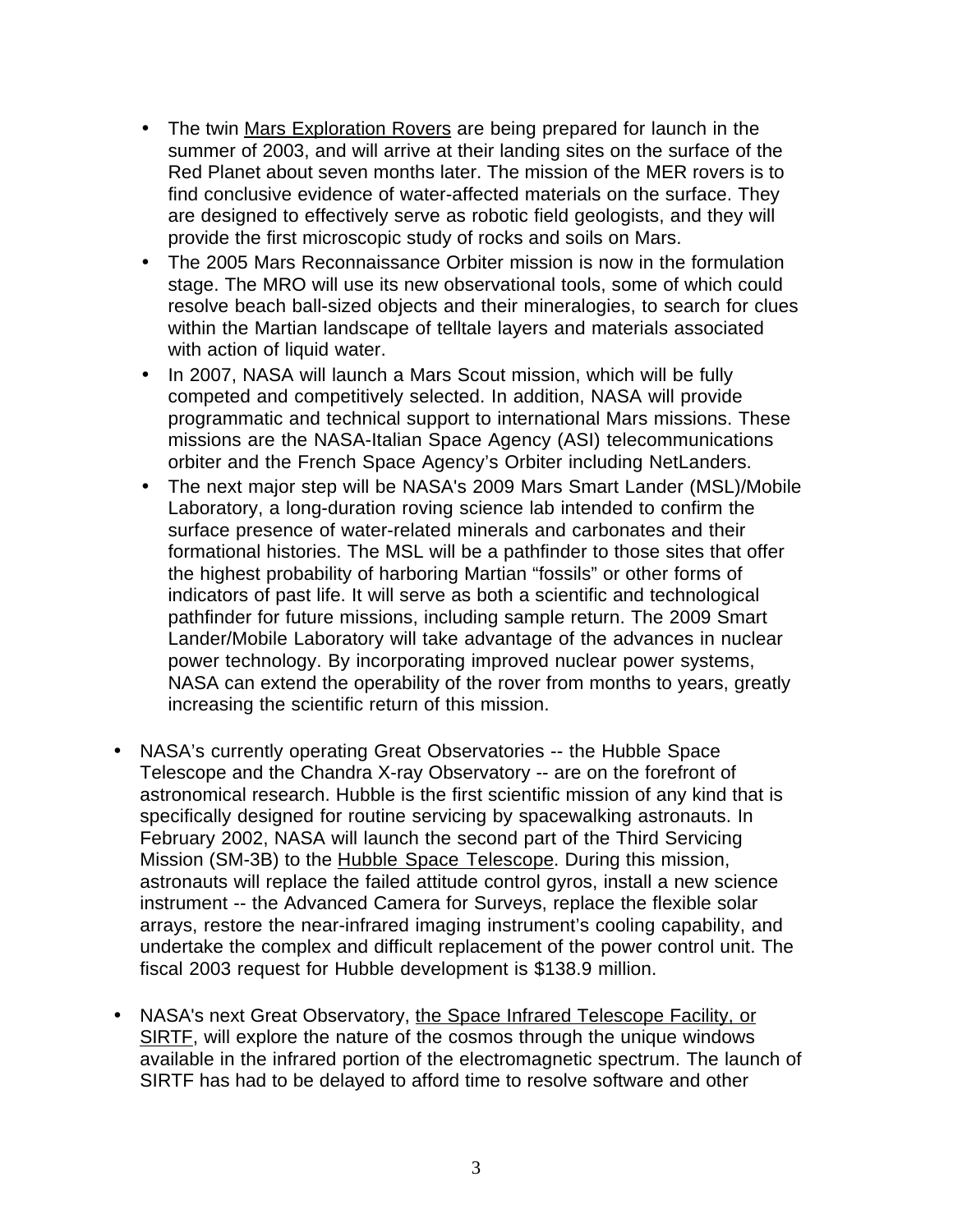- The twin Mars Exploration Rovers are being prepared for launch in the summer of 2003, and will arrive at their landing sites on the surface of the Red Planet about seven months later. The mission of the MER rovers is to find conclusive evidence of water-affected materials on the surface. They are designed to effectively serve as robotic field geologists, and they will provide the first microscopic study of rocks and soils on Mars.
  - The 2005 Mars Reconnaissance Orbiter mission is now in the formulation stage. The MRO will use its new observational tools, some of which could resolve beach ball-sized objects and their mineralogies, to search for clues within the Martian landscape of telltale layers and materials associated with action of liquid water.
  - In 2007, NASA will launch a Mars Scout mission, which will be fully competed and competitively selected. In addition, NASA will provide programmatic and technical support to international Mars missions. These missions are the NASA-Italian Space Agency (ASI) telecommunications orbiter and the French Space Agency's Orbiter including NetLanders.
  - The next major step will be NASA's 2009 Mars Smart Lander (MSL)/Mobile Laboratory, a long-duration roving science lab intended to confirm the surface presence of water-related minerals and carbonates and their formational histories. The MSL will be a pathfinder to those sites that offer the highest probability of harboring Martian "fossils" or other forms of indicators of past life. It will serve as both a scientific and technological pathfinder for future missions, including sample return. The 2009 Smart Lander/Mobile Laboratory will take advantage of the advances in nuclear power technology. By incorporating improved nuclear power systems, NASA can extend the operability of the rover from months to years, greatly increasing the scientific return of this mission.

- NASA's currently operating Great Observatories -- the Hubble Space Telescope and the Chandra X-ray Observatory -- are on the forefront of astronomical research. Hubble is the first scientific mission of any kind that is specifically designed for routine servicing by spacewalking astronauts. In February 2002, NASA will launch the second part of the Third Servicing Mission (SM-3B) to the Hubble Space Telescope. During this mission, astronauts will replace the failed attitude control gyros, install a new science instrument -- the Advanced Camera for Surveys, replace the flexible solar arrays, restore the near-infrared imaging instrument's cooling capability, and undertake the complex and difficult replacement of the power control unit. The fiscal 2003 request for Hubble development is $138.9 million.

- NASA's next Great Observatory, the Space Infrared Telescope Facility, or SIRTF, will explore the nature of the cosmos through the unique windows available in the infrared portion of the electromagnetic spectrum. The launch of SIRTF has had to be delayed to afford time to resolve software and other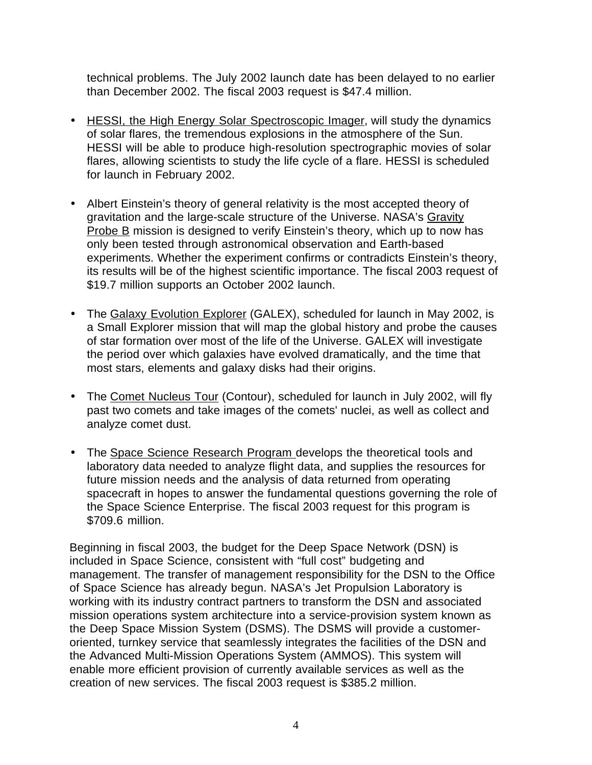technical problems. The July 2002 launch date has been delayed to no earlier than December 2002. The fiscal 2003 request is $47.4 million.

- HESSI, the High Energy Solar Spectroscopic Imager, will study the dynamics of solar flares, the tremendous explosions in the atmosphere of the Sun. HESSI will be able to produce high-resolution spectrographic movies of solar flares, allowing scientists to study the life cycle of a flare. HESSI is scheduled for launch in February 2002.

- Albert Einstein's theory of general relativity is the most accepted theory of gravitation and the large-scale structure of the Universe. NASA's Gravity Probe B mission is designed to verify Einstein's theory, which up to now has only been tested through astronomical observation and Earth-based experiments. Whether the experiment confirms or contradicts Einstein's theory, its results will be of the highest scientific importance. The fiscal 2003 request of $19.7 million supports an October 2002 launch.

- The Galaxy Evolution Explorer (GALEX), scheduled for launch in May 2002, is a Small Explorer mission that will map the global history and probe the causes of star formation over most of the life of the Universe. GALEX will investigate the period over which galaxies have evolved dramatically, and the time that most stars, elements and galaxy disks had their origins.

- The Comet Nucleus Tour (Contour), scheduled for launch in July 2002, will fly past two comets and take images of the comets' nuclei, as well as collect and analyze comet dust.

- The Space Science Research Program develops the theoretical tools and laboratory data needed to analyze flight data, and supplies the resources for future mission needs and the analysis of data returned from operating spacecraft in hopes to answer the fundamental questions governing the role of the Space Science Enterprise. The fiscal 2003 request for this program is $709.6 million.

Beginning in fiscal 2003, the budget for the Deep Space Network (DSN) is included in Space Science, consistent with "full cost" budgeting and management. The transfer of management responsibility for the DSN to the Office of Space Science has already begun. NASA's Jet Propulsion Laboratory is working with its industry contract partners to transform the DSN and associated mission operations system architecture into a service-provision system known as the Deep Space Mission System (DSMS). The DSMS will provide a customer-oriented, turnkey service that seamlessly integrates the facilities of the DSN and the Advanced Multi-Mission Operations System (AMMOS). This system will enable more efficient provision of currently available services as well as the creation of new services. The fiscal 2003 request is $385.2 million.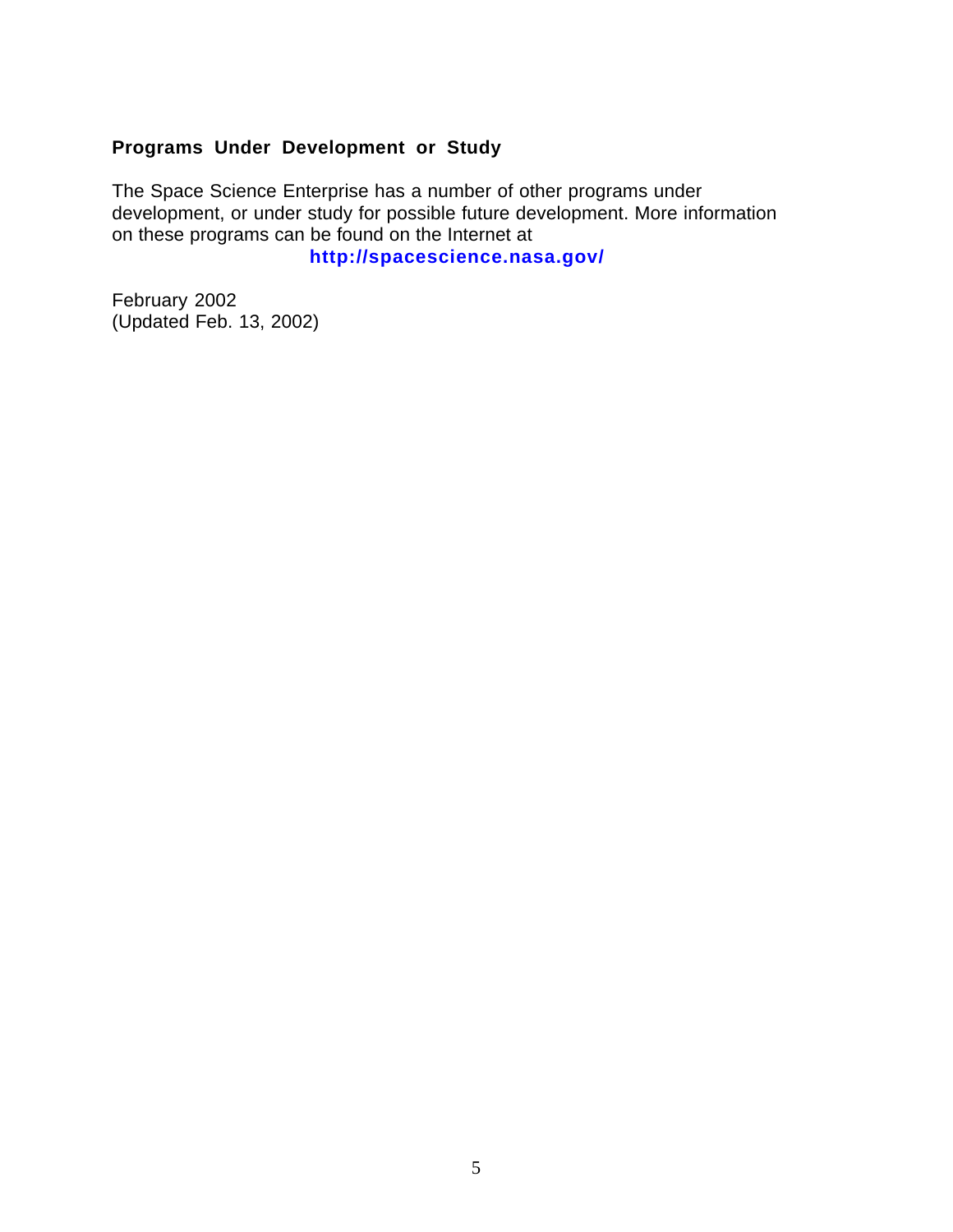### Programs Under Development or Study

The Space Science Enterprise has a number of other programs under development, or under study for possible future development. More information on these programs can be found on the Internet at

**http://spacescience.nasa.gov/**

February 2002
(Updated Feb. 13, 2002)